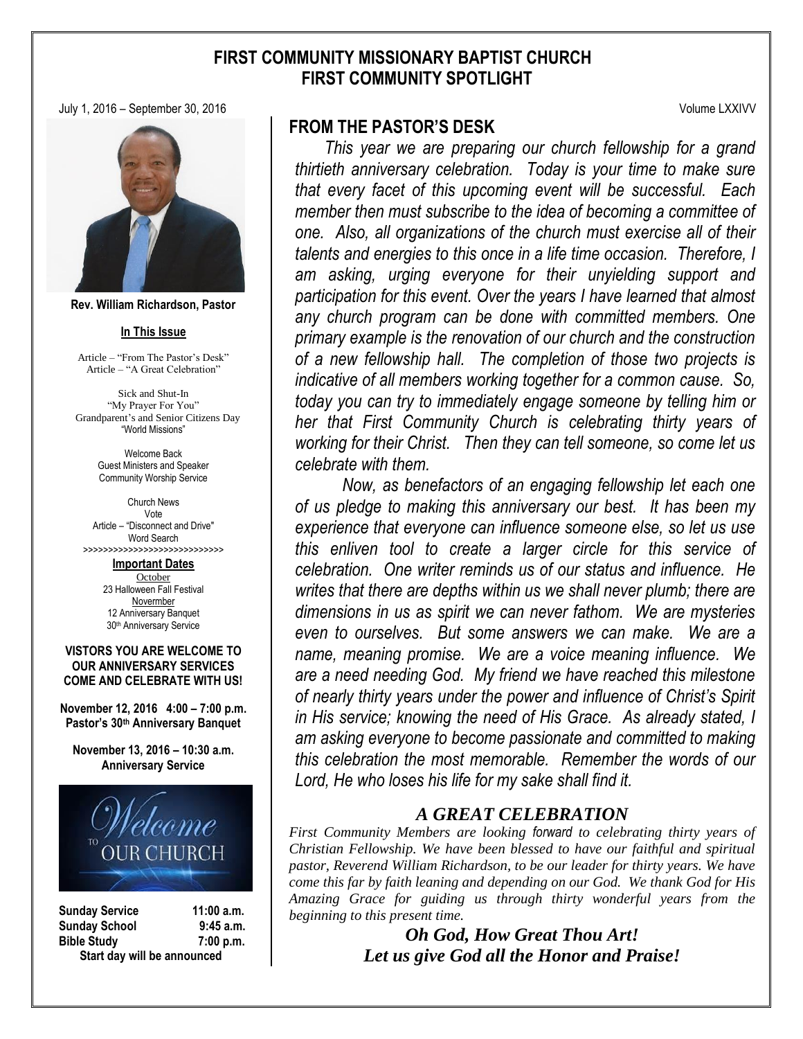# FIRST COMMUNITY MISSIONARY BAPTIST CHURCH
## FIRST COMMUNITY SPOTLIGHT

July 1, 2016 – September 30, 2016 Volume LXXIVV

**Rev. William Richardson, Pastor**

**In This Issue**

Article – "From The Pastor's Desk"
Article – "A Great Celebration"

Sick and Shut-In
"My Prayer For You"
Grandparent's and Senior Citizens Day
"World Missions"

Welcome Back
Guest Ministers and Speaker
Community Worship Service

Church News
Vote
Article – "Disconnect and Drive"
Word Search
>>>>>>>>>>>>>>>>>>>>>>>>>>>>

**Important Dates**

October
23 Halloween Fall Festival
Novermber
12 Anniversary Banquet
30th Anniversary Service

**VISTORS YOU ARE WELCOME TO OUR ANNIVERSARY SERVICES COME AND CELEBRATE WITH US!**

**November 12, 2016 4:00 – 7:00 p.m.**
**Pastor's 30th Anniversary Banquet**

**November 13, 2016 – 10:30 a.m.**
**Anniversary Service**

Welcome to OUR CHURCH

| | |
|---|---|
| **Sunday Service** | **11:00 a.m.** |
| **Sunday School** | **9:45 a.m.** |
| **Bible Study** | **7:00 p.m.** |

**Start day will be announced**

## FROM THE PASTOR'S DESK

*This year we are preparing our church fellowship for a grand thirtieth anniversary celebration. Today is your time to make sure that every facet of this upcoming event will be successful. Each member then must subscribe to the idea of becoming a committee of one. Also, all organizations of the church must exercise all of their talents and energies to this once in a life time occasion. Therefore, I am asking, urging everyone for their unyielding support and participation for this event. Over the years I have learned that almost any church program can be done with committed members. One primary example is the renovation of our church and the construction of a new fellowship hall. The completion of those two projects is indicative of all members working together for a common cause. So, today you can try to immediately engage someone by telling him or her that First Community Church is celebrating thirty years of working for their Christ. Then they can tell someone, so come let us celebrate with them.*

*Now, as benefactors of an engaging fellowship let each one of us pledge to making this anniversary our best. It has been my experience that everyone can influence someone else, so let us use this enliven tool to create a larger circle for this service of celebration. One writer reminds us of our status and influence. He writes that there are depths within us we shall never plumb; there are dimensions in us as spirit we can never fathom. We are mysteries even to ourselves. But some answers we can make. We are a name, meaning promise. We are a voice meaning influence. We are a need needing God. My friend we have reached this milestone of nearly thirty years under the power and influence of Christ's Spirit in His service; knowing the need of His Grace. As already stated, I am asking everyone to become passionate and committed to making this celebration the most memorable. Remember the words of our Lord, He who loses his life for my sake shall find it.*

## *A GREAT CELEBRATION*

*First Community Members are looking forward to celebrating thirty years of Christian Fellowship. We have been blessed to have our faithful and spiritual pastor, Reverend William Richardson, to be our leader for thirty years. We have come this far by faith leaning and depending on our God. We thank God for His Amazing Grace for guiding us through thirty wonderful years from the beginning to this present time.*

***Oh God, How Great Thou Art!***
***Let us give God all the Honor and Praise!***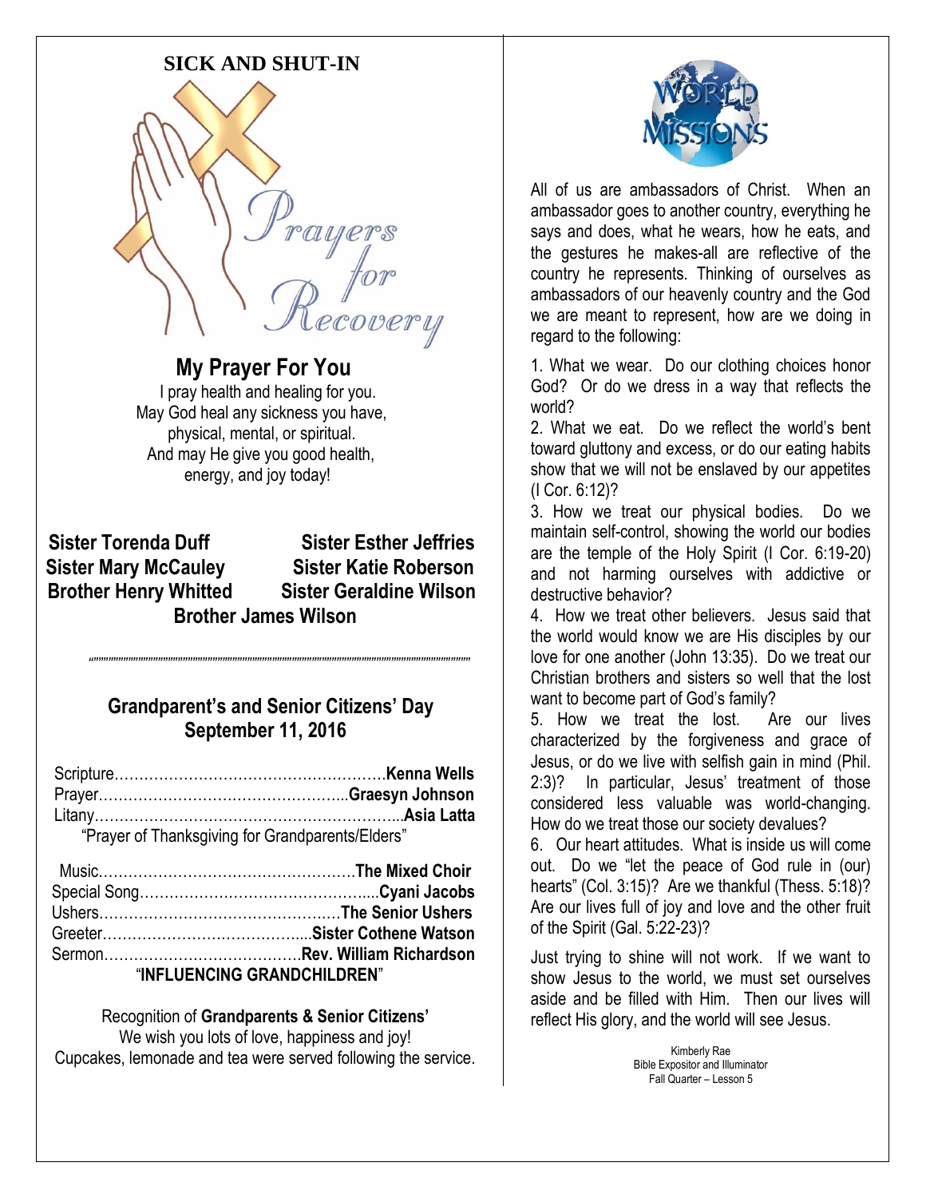## SICK AND SHUT-IN

Prayers for Recovery

### My Prayer For You

I pray health and healing for you.
May God heal any sickness you have,
physical, mental, or spiritual.
And may He give you good health,
energy, and joy today!

**Sister Torenda Duff** — **Sister Esther Jeffries**
**Sister Mary McCauley** — **Sister Katie Roberson**
**Brother Henry Whitted** — **Sister Geraldine Wilson**
**Brother James Wilson**

### Grandparent's and Senior Citizens' Day
### September 11, 2016

Scripture……………………………………………….**Kenna Wells**
Prayer…………………………………………..**Graesyn Johnson**
Litany……………………………………………………...**Asia Latta**
"Prayer of Thanksgiving for Grandparents/Elders"

Music……………………………………………**The Mixed Choir**
Special Song……………………………………….**Cyani Jacobs**
Ushers…………………………………………**The Senior Ushers**
Greeter……………………………………**Sister Cothene Watson**
Sermon…………………………………**Rev. William Richardson**
"**INFLUENCING GRANDCHILDREN**"

Recognition of **Grandparents & Senior Citizens'**
We wish you lots of love, happiness and joy!
Cupcakes, lemonade and tea were served following the service.

WORLD MISSIONS

All of us are ambassadors of Christ. When an ambassador goes to another country, everything he says and does, what he wears, how he eats, and the gestures he makes-all are reflective of the country he represents. Thinking of ourselves as ambassadors of our heavenly country and the God we are meant to represent, how are we doing in regard to the following:

1. What we wear. Do our clothing choices honor God? Or do we dress in a way that reflects the world?
2. What we eat. Do we reflect the world's bent toward gluttony and excess, or do our eating habits show that we will not be enslaved by our appetites (I Cor. 6:12)?
3. How we treat our physical bodies. Do we maintain self-control, showing the world our bodies are the temple of the Holy Spirit (I Cor. 6:19-20) and not harming ourselves with addictive or destructive behavior?
4. How we treat other believers. Jesus said that the world would know we are His disciples by our love for one another (John 13:35). Do we treat our Christian brothers and sisters so well that the lost want to become part of God's family?
5. How we treat the lost. Are our lives characterized by the forgiveness and grace of Jesus, or do we live with selfish gain in mind (Phil. 2:3)? In particular, Jesus' treatment of those considered less valuable was world-changing. How do we treat those our society devalues?
6. Our heart attitudes. What is inside us will come out. Do we "let the peace of God rule in (our) hearts" (Col. 3:15)? Are we thankful (Thess. 5:18)? Are our lives full of joy and love and the other fruit of the Spirit (Gal. 5:22-23)?

Just trying to shine will not work. If we want to show Jesus to the world, we must set ourselves aside and be filled with Him. Then our lives will reflect His glory, and the world will see Jesus.

Kimberly Rae
Bible Expositor and Illuminator
Fall Quarter – Lesson 5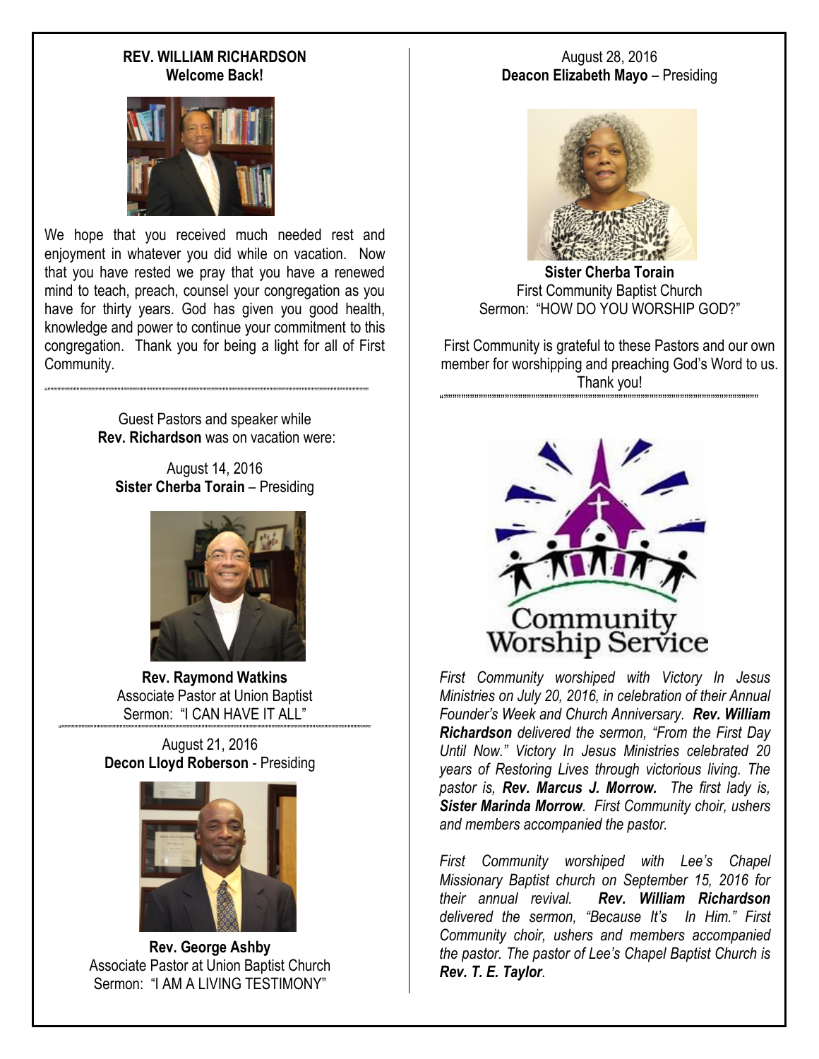**REV. WILLIAM RICHARDSON**
**Welcome Back!**

We hope that you received much needed rest and enjoyment in whatever you did while on vacation. Now that you have rested we pray that you have a renewed mind to teach, preach, counsel your congregation as you have for thirty years. God has given you good health, knowledge and power to continue your commitment to this congregation. Thank you for being a light for all of First Community.

---

Guest Pastors and speaker while **Rev. Richardson** was on vacation were:

August 14, 2016
**Sister Cherba Torain** – Presiding

**Rev. Raymond Watkins**
Associate Pastor at Union Baptist
Sermon: "I CAN HAVE IT ALL"

---

August 21, 2016
**Decon Lloyd Roberson** - Presiding

**Rev. George Ashby**
Associate Pastor at Union Baptist Church
Sermon: "I AM A LIVING TESTIMONY"

August 28, 2016
**Deacon Elizabeth Mayo** – Presiding

**Sister Cherba Torain**
First Community Baptist Church
Sermon: "HOW DO YOU WORSHIP GOD?"

First Community is grateful to these Pastors and our own member for worshipping and preaching God's Word to us. Thank you!

---

Community Worship Service

*First Community worshiped with Victory In Jesus Ministries on July 20, 2016, in celebration of their Annual Founder's Week and Church Anniversary.* ***Rev. William Richardson*** *delivered the sermon, "From the First Day Until Now." Victory In Jesus Ministries celebrated 20 years of Restoring Lives through victorious living. The pastor is,* ***Rev. Marcus J. Morrow.*** *The first lady is,* ***Sister Marinda Morrow***. *First Community choir, ushers and members accompanied the pastor.*

*First Community worshiped with Lee's Chapel Missionary Baptist church on September 15, 2016 for their annual revival.* ***Rev. William Richardson*** *delivered the sermon, "Because It's In Him." First Community choir, ushers and members accompanied the pastor. The pastor of Lee's Chapel Baptist Church is* ***Rev. T. E. Taylor***.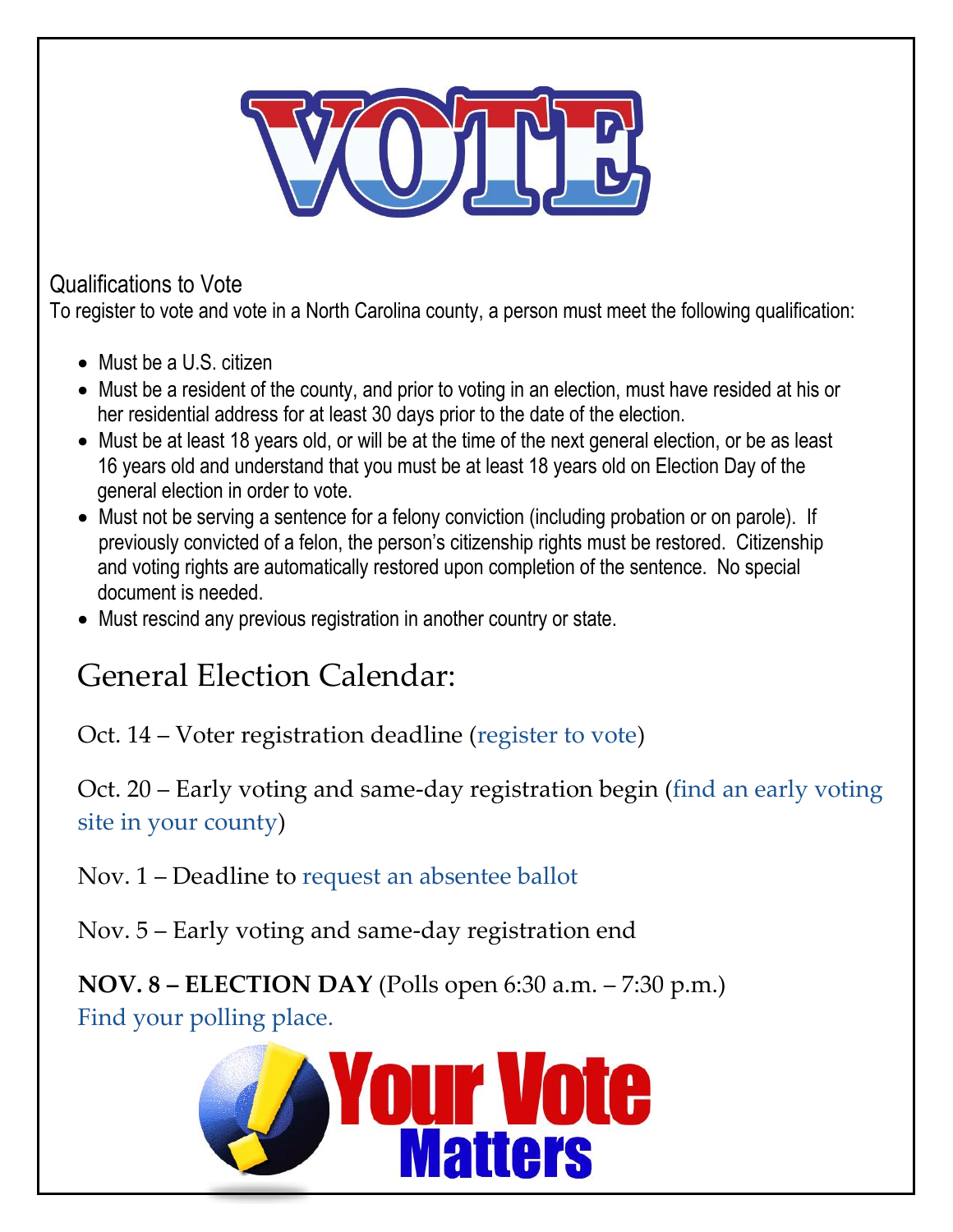# VOTE

## Qualifications to Vote

To register to vote and vote in a North Carolina county, a person must meet the following qualification:

- Must be a U.S. citizen
- Must be a resident of the county, and prior to voting in an election, must have resided at his or her residential address for at least 30 days prior to the date of the election.
- Must be at least 18 years old, or will be at the time of the next general election, or be as least 16 years old and understand that you must be at least 18 years old on Election Day of the general election in order to vote.
- Must not be serving a sentence for a felony conviction (including probation or on parole). If previously convicted of a felon, the person's citizenship rights must be restored. Citizenship and voting rights are automatically restored upon completion of the sentence. No special document is needed.
- Must rescind any previous registration in another country or state.

## General Election Calendar:

Oct. 14 – Voter registration deadline (register to vote)

Oct. 20 – Early voting and same-day registration begin (find an early voting site in your county)

Nov. 1 – Deadline to request an absentee ballot

Nov. 5 – Early voting and same-day registration end

**NOV. 8 – ELECTION DAY** (Polls open 6:30 a.m. – 7:30 p.m.)
Find your polling place.

Your Vote Matters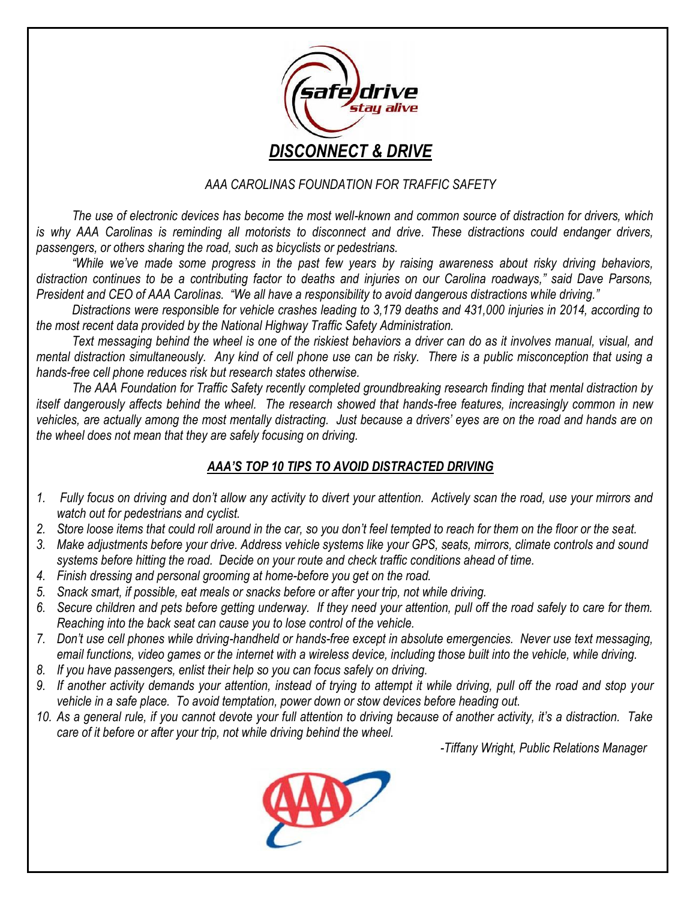safe drive
stay alive

# *DISCONNECT & DRIVE*

*AAA CAROLINAS FOUNDATION FOR TRAFFIC SAFETY*

*The use of electronic devices has become the most well-known and common source of distraction for drivers, which is why AAA Carolinas is reminding all motorists to disconnect and drive. These distractions could endanger drivers, passengers, or others sharing the road, such as bicyclists or pedestrians.*

*"While we've made some progress in the past few years by raising awareness about risky driving behaviors, distraction continues to be a contributing factor to deaths and injuries on our Carolina roadways," said Dave Parsons, President and CEO of AAA Carolinas. "We all have a responsibility to avoid dangerous distractions while driving."*

*Distractions were responsible for vehicle crashes leading to 3,179 deaths and 431,000 injuries in 2014, according to the most recent data provided by the National Highway Traffic Safety Administration.*

*Text messaging behind the wheel is one of the riskiest behaviors a driver can do as it involves manual, visual, and mental distraction simultaneously. Any kind of cell phone use can be risky. There is a public misconception that using a hands-free cell phone reduces risk but research states otherwise.*

*The AAA Foundation for Traffic Safety recently completed groundbreaking research finding that mental distraction by itself dangerously affects behind the wheel. The research showed that hands-free features, increasingly common in new vehicles, are actually among the most mentally distracting. Just because a drivers' eyes are on the road and hands are on the wheel does not mean that they are safely focusing on driving.*

## *AAA'S TOP 10 TIPS TO AVOID DISTRACTED DRIVING*

1. *Fully focus on driving and don't allow any activity to divert your attention. Actively scan the road, use your mirrors and watch out for pedestrians and cyclist.*
2. *Store loose items that could roll around in the car, so you don't feel tempted to reach for them on the floor or the seat.*
3. *Make adjustments before your drive. Address vehicle systems like your GPS, seats, mirrors, climate controls and sound systems before hitting the road. Decide on your route and check traffic conditions ahead of time.*
4. *Finish dressing and personal grooming at home-before you get on the road.*
5. *Snack smart, if possible, eat meals or snacks before or after your trip, not while driving.*
6. *Secure children and pets before getting underway. If they need your attention, pull off the road safely to care for them. Reaching into the back seat can cause you to lose control of the vehicle.*
7. *Don't use cell phones while driving-handheld or hands-free except in absolute emergencies. Never use text messaging, email functions, video games or the internet with a wireless device, including those built into the vehicle, while driving.*
8. *If you have passengers, enlist their help so you can focus safely on driving.*
9. *If another activity demands your attention, instead of trying to attempt it while driving, pull off the road and stop your vehicle in a safe place. To avoid temptation, power down or stow devices before heading out.*
10. *As a general rule, if you cannot devote your full attention to driving because of another activity, it's a distraction. Take care of it before or after your trip, not while driving behind the wheel.*

*-Tiffany Wright, Public Relations Manager*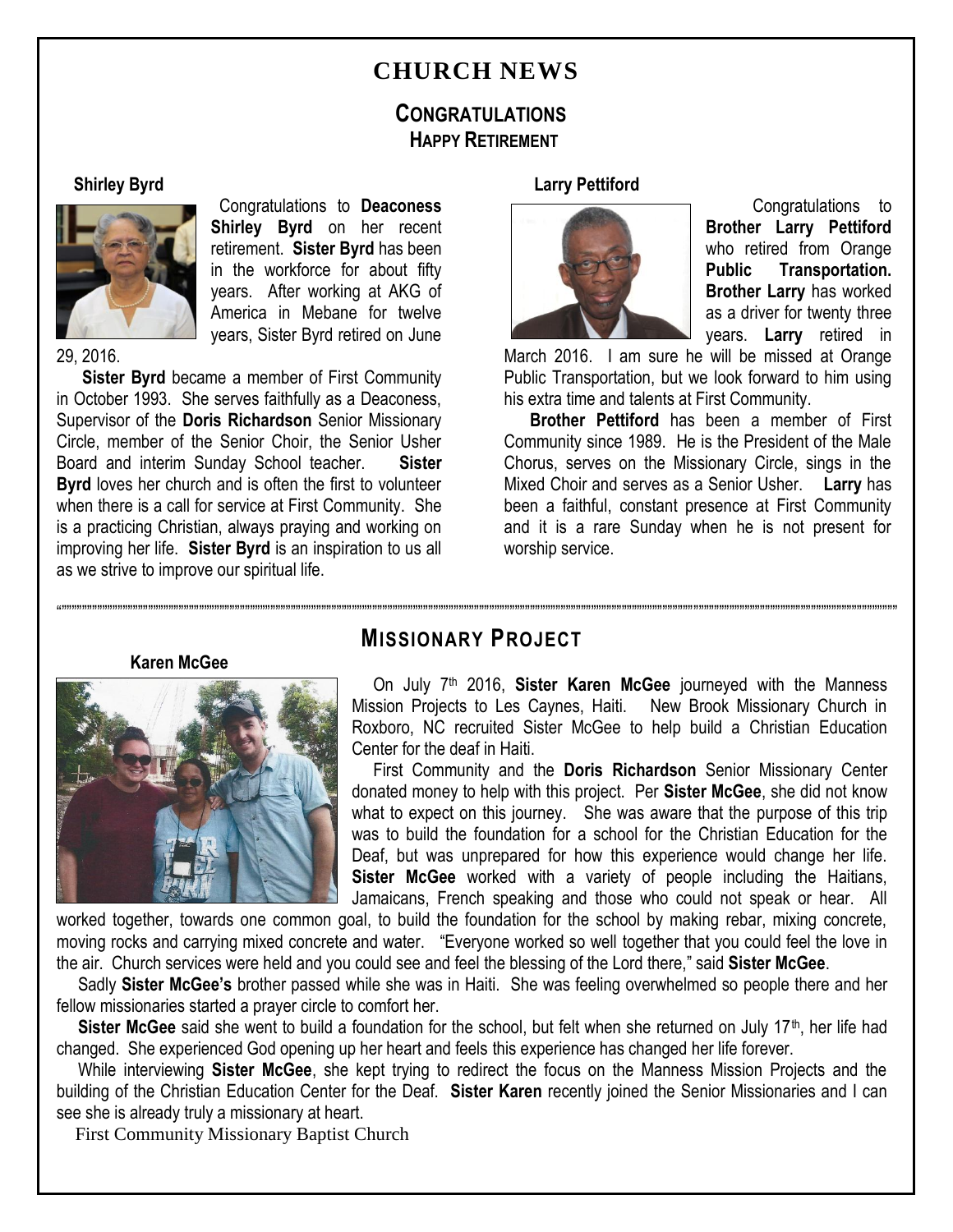# CHURCH NEWS

## CONGRATULATIONS

### HAPPY RETIREMENT

**Shirley Byrd**

Congratulations to **Deaconess Shirley Byrd** on her recent retirement. **Sister Byrd** has been in the workforce for about fifty years. After working at AKG of America in Mebane for twelve years, Sister Byrd retired on June 29, 2016.

**Sister Byrd** became a member of First Community in October 1993. She serves faithfully as a Deaconess, Supervisor of the **Doris Richardson** Senior Missionary Circle, member of the Senior Choir, the Senior Usher Board and interim Sunday School teacher. **Sister Byrd** loves her church and is often the first to volunteer when there is a call for service at First Community. She is a practicing Christian, always praying and working on improving her life. **Sister Byrd** is an inspiration to us all as we strive to improve our spiritual life.

**Larry Pettiford**

Congratulations to **Brother Larry Pettiford** who retired from Orange **Public Transportation. Brother Larry** has worked as a driver for twenty three years. **Larry** retired in March 2016. I am sure he will be missed at Orange Public Transportation, but we look forward to him using his extra time and talents at First Community.

**Brother Pettiford** has been a member of First Community since 1989. He is the President of the Male Chorus, serves on the Missionary Circle, sings in the Mixed Choir and serves as a Senior Usher. **Larry** has been a faithful, constant presence at First Community and it is a rare Sunday when he is not present for worship service.

## MISSIONARY PROJECT

**Karen McGee**

On July 7th 2016, **Sister Karen McGee** journeyed with the Manness Mission Projects to Les Caynes, Haiti. New Brook Missionary Church in Roxboro, NC recruited Sister McGee to help build a Christian Education Center for the deaf in Haiti.

First Community and the **Doris Richardson** Senior Missionary Center donated money to help with this project. Per **Sister McGee**, she did not know what to expect on this journey. She was aware that the purpose of this trip was to build the foundation for a school for the Christian Education for the Deaf, but was unprepared for how this experience would change her life. **Sister McGee** worked with a variety of people including the Haitians, Jamaicans, French speaking and those who could not speak or hear. All worked together, towards one common goal, to build the foundation for the school by making rebar, mixing concrete, moving rocks and carrying mixed concrete and water. "Everyone worked so well together that you could feel the love in the air. Church services were held and you could see and feel the blessing of the Lord there," said **Sister McGee**.

Sadly **Sister McGee's** brother passed while she was in Haiti. She was feeling overwhelmed so people there and her fellow missionaries started a prayer circle to comfort her.

**Sister McGee** said she went to build a foundation for the school, but felt when she returned on July 17th, her life had changed. She experienced God opening up her heart and feels this experience has changed her life forever.

While interviewing **Sister McGee**, she kept trying to redirect the focus on the Manness Mission Projects and the building of the Christian Education Center for the Deaf. **Sister Karen** recently joined the Senior Missionaries and I can see she is already truly a missionary at heart.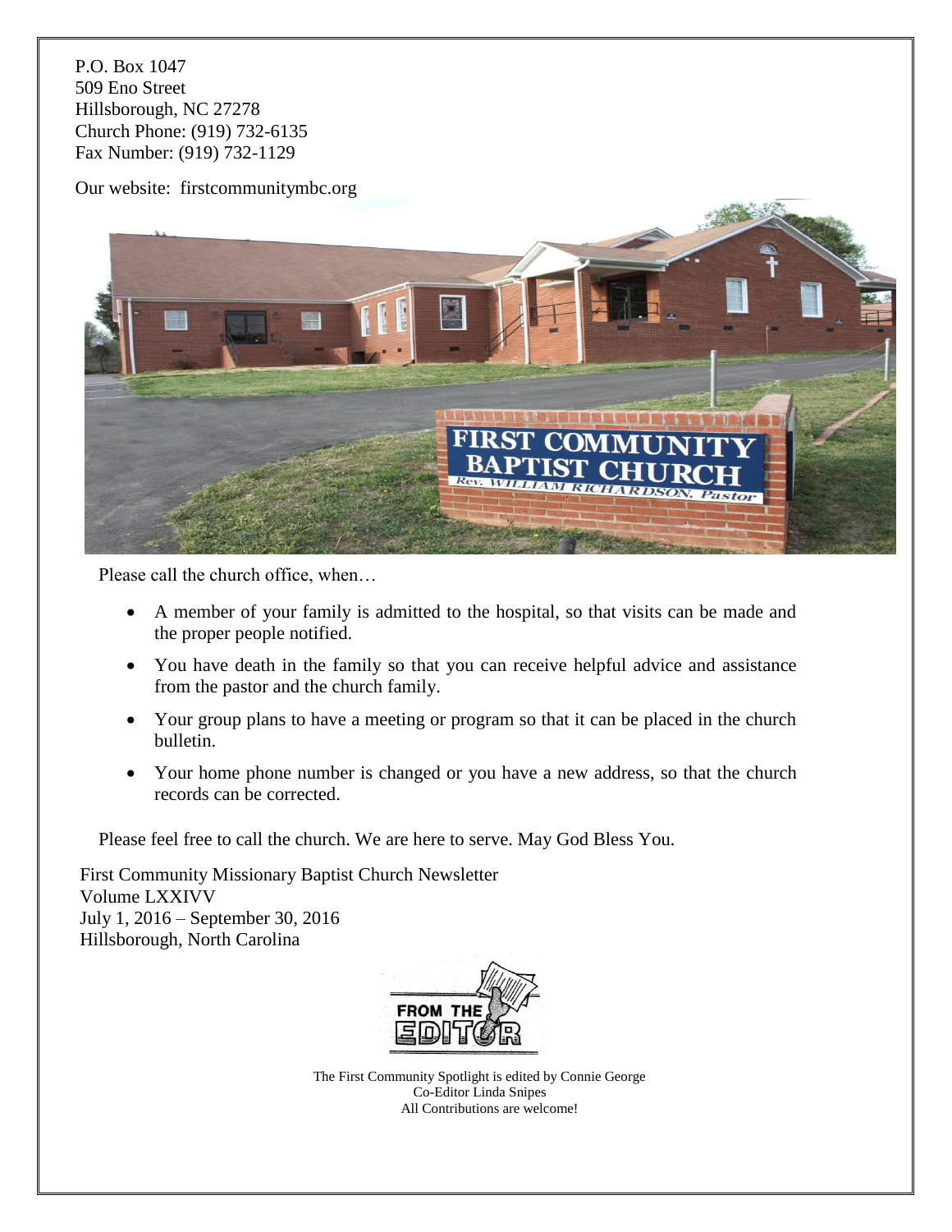P.O. Box 1047
509 Eno Street
Hillsborough, NC 27278
Church Phone: (919) 732-6135
Fax Number: (919) 732-1129

Our website: firstcommunitymbc.org

Please call the church office, when…

- A member of your family is admitted to the hospital, so that visits can be made and the proper people notified.
- You have death in the family so that you can receive helpful advice and assistance from the pastor and the church family.
- Your group plans to have a meeting or program so that it can be placed in the church bulletin.
- Your home phone number is changed or you have a new address, so that the church records can be corrected.

Please feel free to call the church. We are here to serve. May God Bless You.

First Community Missionary Baptist Church Newsletter
Volume LXXIVV
July 1, 2016 – September 30, 2016
Hillsborough, North Carolina

FROM THE EDITOR

The First Community Spotlight is edited by Connie George
Co-Editor Linda Snipes
All Contributions are welcome!